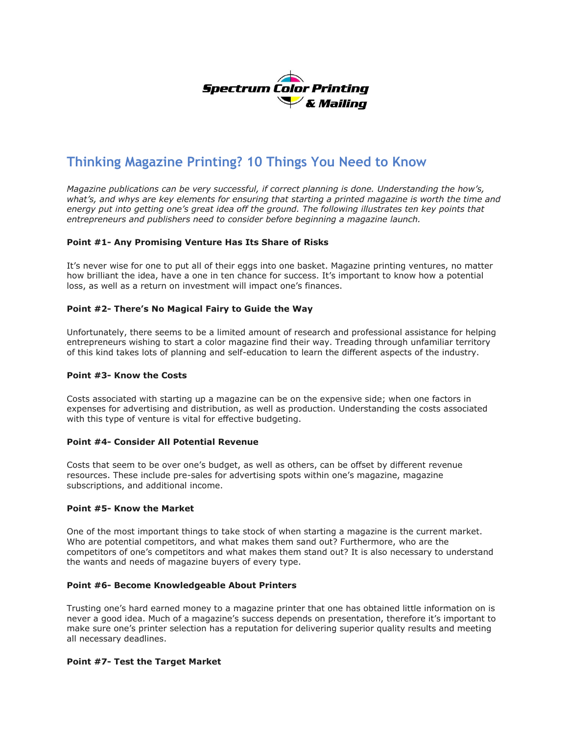Spectrum Color Printing & Mailing

# Thinking Magazine Printing? 10 Things You Need to Know

*Magazine publications can be very successful, if correct planning is done. Understanding the how's, what's, and whys are key elements for ensuring that starting a printed magazine is worth the time and energy put into getting one's great idea off the ground. The following illustrates ten key points that entrepreneurs and publishers need to consider before beginning a magazine launch.*

**Point #1- Any Promising Venture Has Its Share of Risks**

It's never wise for one to put all of their eggs into one basket. Magazine printing ventures, no matter how brilliant the idea, have a one in ten chance for success. It's important to know how a potential loss, as well as a return on investment will impact one's finances.

**Point #2- There's No Magical Fairy to Guide the Way**

Unfortunately, there seems to be a limited amount of research and professional assistance for helping entrepreneurs wishing to start a color magazine find their way. Treading through unfamiliar territory of this kind takes lots of planning and self-education to learn the different aspects of the industry.

**Point #3- Know the Costs**

Costs associated with starting up a magazine can be on the expensive side; when one factors in expenses for advertising and distribution, as well as production. Understanding the costs associated with this type of venture is vital for effective budgeting.

**Point #4- Consider All Potential Revenue**

Costs that seem to be over one's budget, as well as others, can be offset by different revenue resources. These include pre-sales for advertising spots within one's magazine, magazine subscriptions, and additional income.

**Point #5- Know the Market**

One of the most important things to take stock of when starting a magazine is the current market. Who are potential competitors, and what makes them sand out? Furthermore, who are the competitors of one's competitors and what makes them stand out? It is also necessary to understand the wants and needs of magazine buyers of every type.

**Point #6- Become Knowledgeable About Printers**

Trusting one's hard earned money to a magazine printer that one has obtained little information on is never a good idea. Much of a magazine's success depends on presentation, therefore it's important to make sure one's printer selection has a reputation for delivering superior quality results and meeting all necessary deadlines.

**Point #7- Test the Target Market**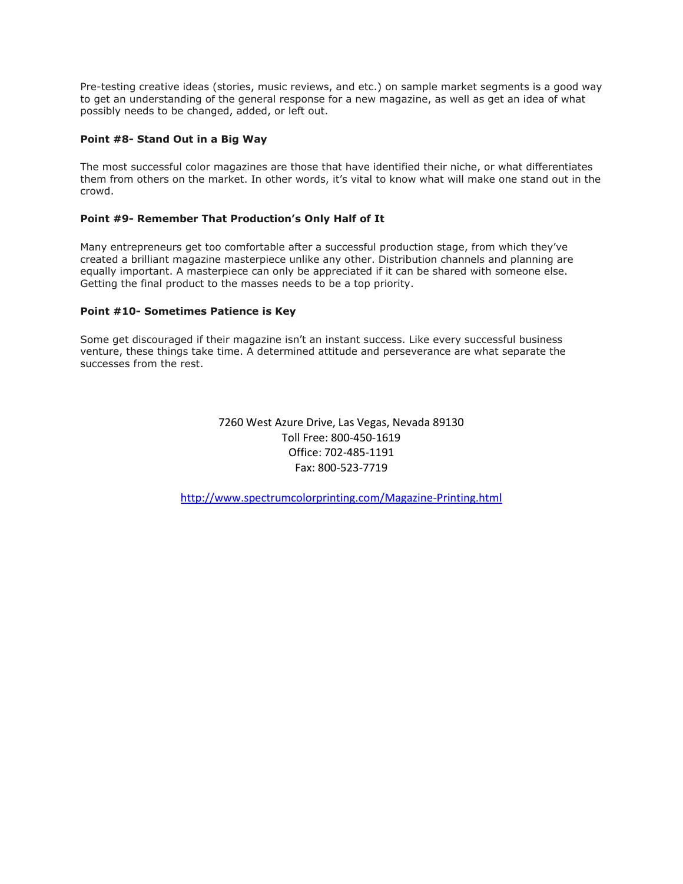Pre-testing creative ideas (stories, music reviews, and etc.) on sample market segments is a good way to get an understanding of the general response for a new magazine, as well as get an idea of what possibly needs to be changed, added, or left out.

**Point #8- Stand Out in a Big Way**

The most successful color magazines are those that have identified their niche, or what differentiates them from others on the market. In other words, it's vital to know what will make one stand out in the crowd.

**Point #9- Remember That Production's Only Half of It**

Many entrepreneurs get too comfortable after a successful production stage, from which they've created a brilliant magazine masterpiece unlike any other. Distribution channels and planning are equally important. A masterpiece can only be appreciated if it can be shared with someone else. Getting the final product to the masses needs to be a top priority.

**Point #10- Sometimes Patience is Key**

Some get discouraged if their magazine isn't an instant success. Like every successful business venture, these things take time. A determined attitude and perseverance are what separate the successes from the rest.

7260 West Azure Drive, Las Vegas, Nevada 89130
Toll Free: 800-450-1619
Office: 702-485-1191
Fax: 800-523-7719

http://www.spectrumcolorprinting.com/Magazine-Printing.html